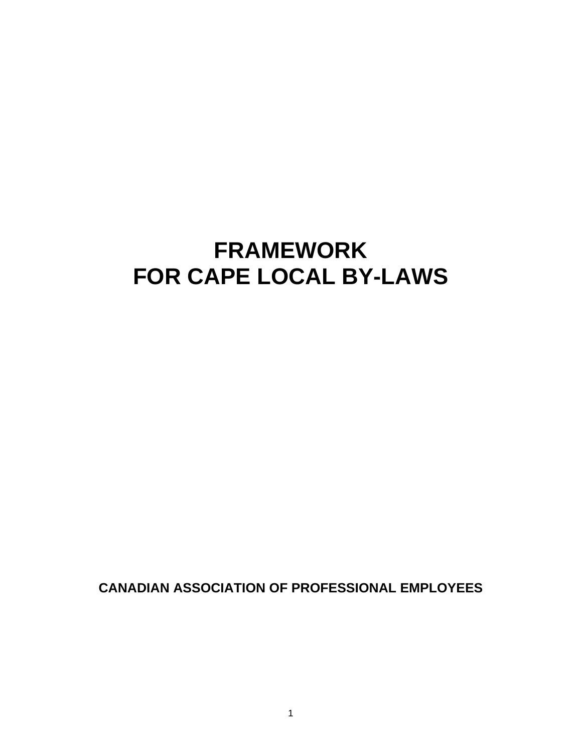# FRAMEWORK
# FOR CAPE LOCAL BY-LAWS

**CANADIAN ASSOCIATION OF PROFESSIONAL EMPLOYEES**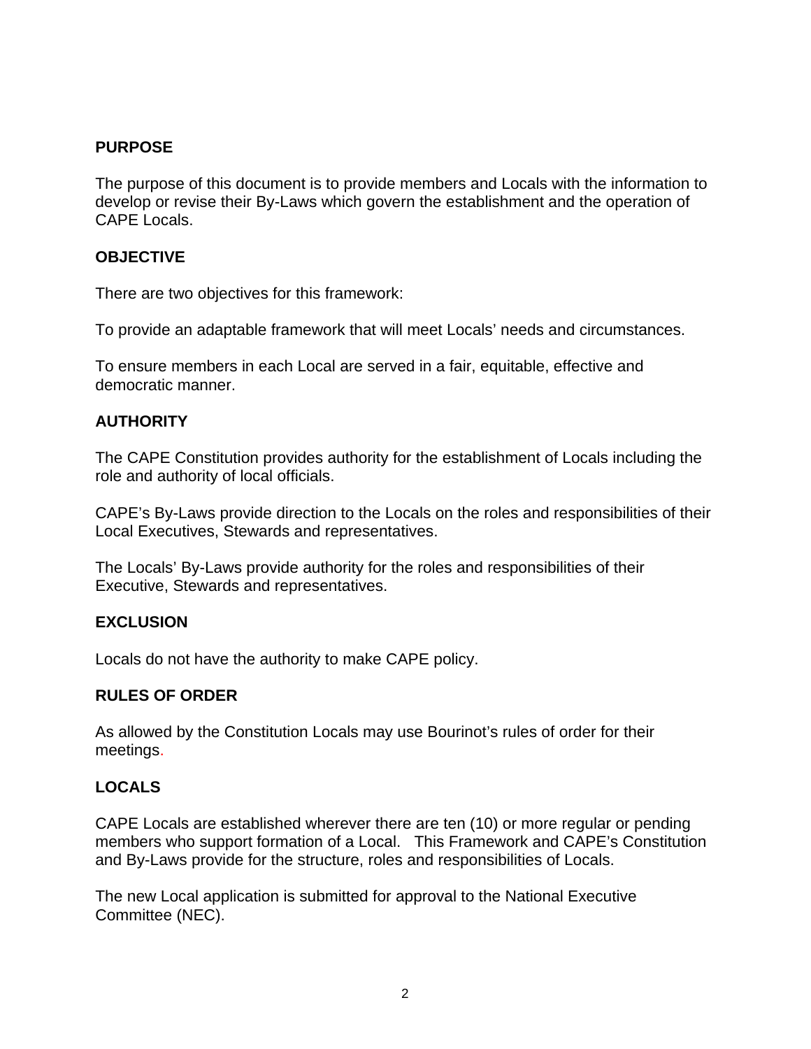## PURPOSE

The purpose of this document is to provide members and Locals with the information to develop or revise their By-Laws which govern the establishment and the operation of CAPE Locals.

## OBJECTIVE

There are two objectives for this framework:

To provide an adaptable framework that will meet Locals' needs and circumstances.

To ensure members in each Local are served in a fair, equitable, effective and democratic manner.

## AUTHORITY

The CAPE Constitution provides authority for the establishment of Locals including the role and authority of local officials.

CAPE's By-Laws provide direction to the Locals on the roles and responsibilities of their Local Executives, Stewards and representatives.

The Locals' By-Laws provide authority for the roles and responsibilities of their Executive, Stewards and representatives.

## EXCLUSION

Locals do not have the authority to make CAPE policy.

## RULES OF ORDER

As allowed by the Constitution Locals may use Bourinot's rules of order for their meetings.

## LOCALS

CAPE Locals are established wherever there are ten (10) or more regular or pending members who support formation of a Local. This Framework and CAPE's Constitution and By-Laws provide for the structure, roles and responsibilities of Locals.

The new Local application is submitted for approval to the National Executive Committee (NEC).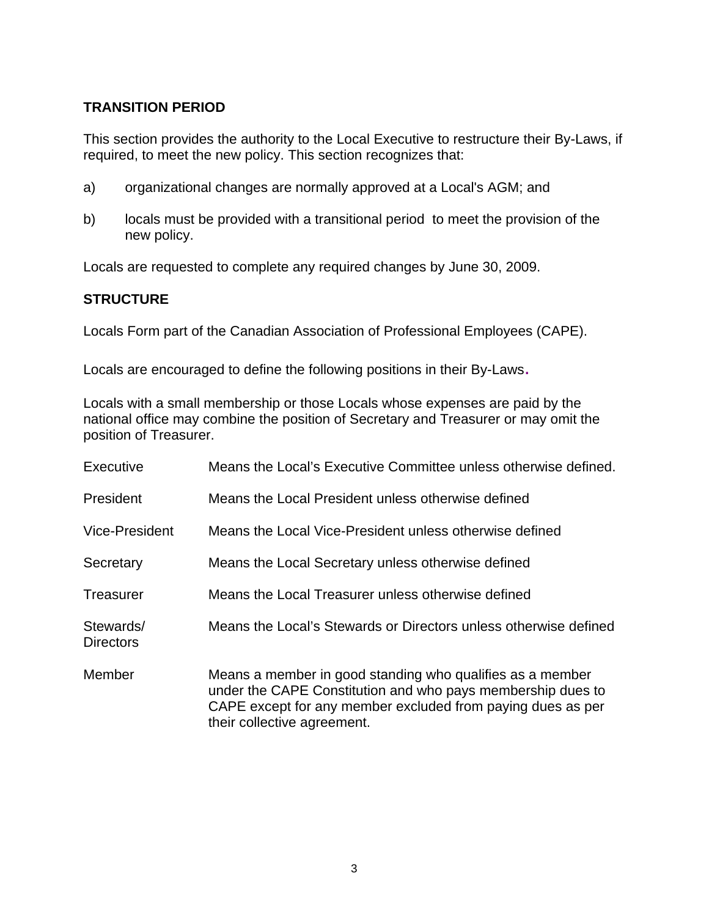## TRANSITION PERIOD

This section provides the authority to the Local Executive to restructure their By-Laws, if required, to meet the new policy. This section recognizes that:

a) organizational changes are normally approved at a Local's AGM; and

b) locals must be provided with a transitional period to meet the provision of the new policy.

Locals are requested to complete any required changes by June 30, 2009.

## STRUCTURE

Locals Form part of the Canadian Association of Professional Employees (CAPE).

Locals are encouraged to define the following positions in their By-Laws.

Locals with a small membership or those Locals whose expenses are paid by the national office may combine the position of Secretary and Treasurer or may omit the position of Treasurer.

| | |
|---|---|
| Executive | Means the Local's Executive Committee unless otherwise defined. |
| President | Means the Local President unless otherwise defined |
| Vice-President | Means the Local Vice-President unless otherwise defined |
| Secretary | Means the Local Secretary unless otherwise defined |
| Treasurer | Means the Local Treasurer unless otherwise defined |
| Stewards/ Directors | Means the Local's Stewards or Directors unless otherwise defined |
| Member | Means a member in good standing who qualifies as a member under the CAPE Constitution and who pays membership dues to CAPE except for any member excluded from paying dues as per their collective agreement. |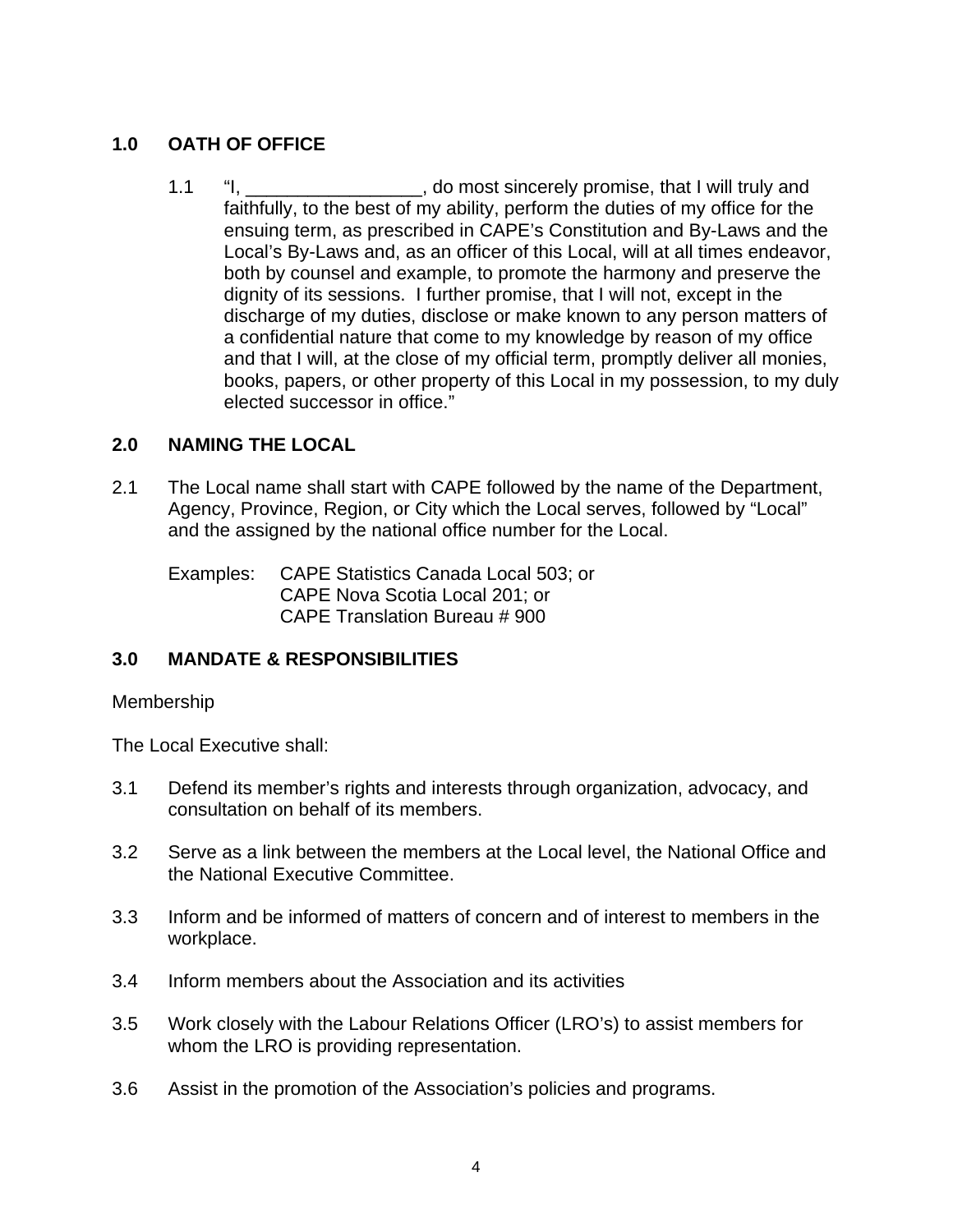## 1.0 OATH OF OFFICE

1.1 "I, _________________, do most sincerely promise, that I will truly and faithfully, to the best of my ability, perform the duties of my office for the ensuing term, as prescribed in CAPE's Constitution and By-Laws and the Local's By-Laws and, as an officer of this Local, will at all times endeavor, both by counsel and example, to promote the harmony and preserve the dignity of its sessions. I further promise, that I will not, except in the discharge of my duties, disclose or make known to any person matters of a confidential nature that come to my knowledge by reason of my office and that I will, at the close of my official term, promptly deliver all monies, books, papers, or other property of this Local in my possession, to my duly elected successor in office."

## 2.0 NAMING THE LOCAL

2.1 The Local name shall start with CAPE followed by the name of the Department, Agency, Province, Region, or City which the Local serves, followed by "Local" and the assigned by the national office number for the Local.

Examples: CAPE Statistics Canada Local 503; or
CAPE Nova Scotia Local 201; or
CAPE Translation Bureau # 900

## 3.0 MANDATE & RESPONSIBILITIES

Membership

The Local Executive shall:

3.1 Defend its member's rights and interests through organization, advocacy, and consultation on behalf of its members.

3.2 Serve as a link between the members at the Local level, the National Office and the National Executive Committee.

3.3 Inform and be informed of matters of concern and of interest to members in the workplace.

3.4 Inform members about the Association and its activities

3.5 Work closely with the Labour Relations Officer (LRO's) to assist members for whom the LRO is providing representation.

3.6 Assist in the promotion of the Association's policies and programs.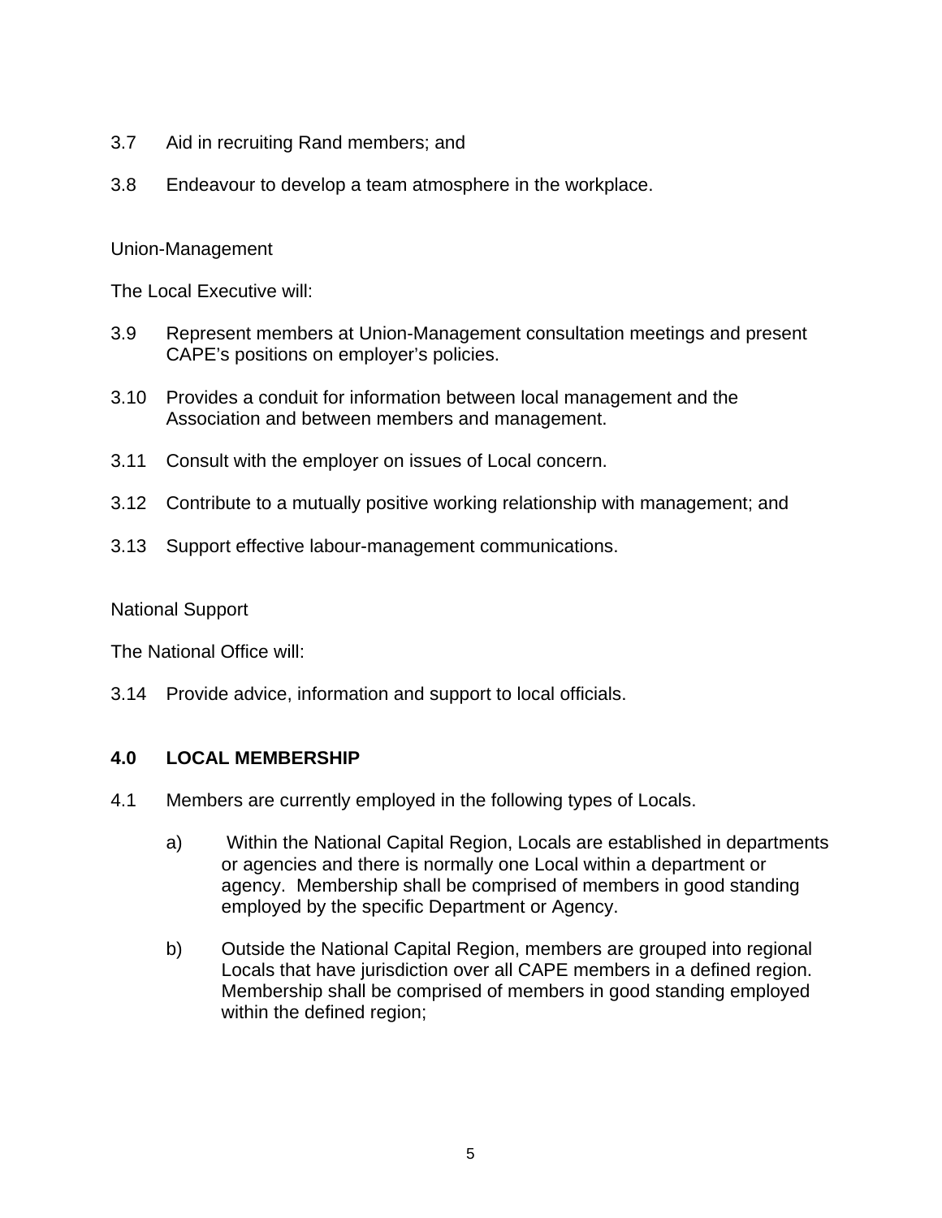3.7 Aid in recruiting Rand members; and

3.8 Endeavour to develop a team atmosphere in the workplace.

Union-Management

The Local Executive will:

3.9 Represent members at Union-Management consultation meetings and present CAPE's positions on employer's policies.

3.10 Provides a conduit for information between local management and the Association and between members and management.

3.11 Consult with the employer on issues of Local concern.

3.12 Contribute to a mutually positive working relationship with management; and

3.13 Support effective labour-management communications.

National Support

The National Office will:

3.14 Provide advice, information and support to local officials.

## 4.0 LOCAL MEMBERSHIP

4.1 Members are currently employed in the following types of Locals.

a) Within the National Capital Region, Locals are established in departments or agencies and there is normally one Local within a department or agency. Membership shall be comprised of members in good standing employed by the specific Department or Agency.

b) Outside the National Capital Region, members are grouped into regional Locals that have jurisdiction over all CAPE members in a defined region. Membership shall be comprised of members in good standing employed within the defined region;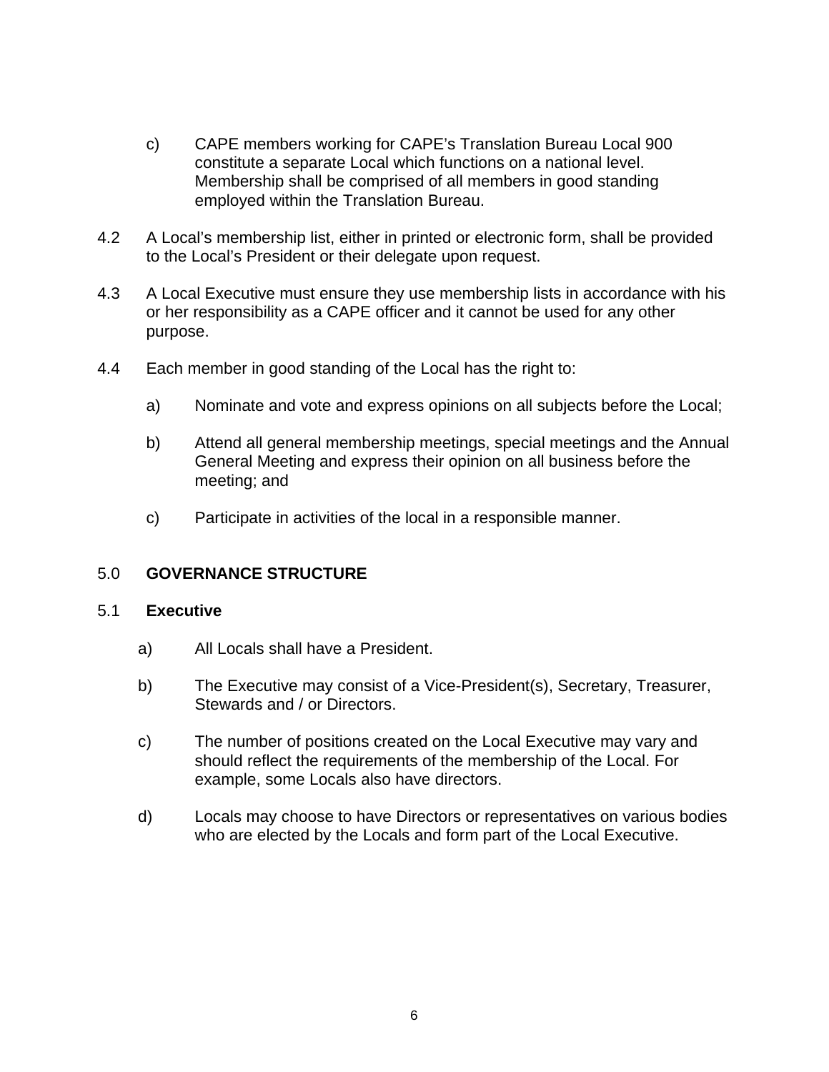c) CAPE members working for CAPE's Translation Bureau Local 900 constitute a separate Local which functions on a national level. Membership shall be comprised of all members in good standing employed within the Translation Bureau.

4.2 A Local's membership list, either in printed or electronic form, shall be provided to the Local's President or their delegate upon request.

4.3 A Local Executive must ensure they use membership lists in accordance with his or her responsibility as a CAPE officer and it cannot be used for any other purpose.

4.4 Each member in good standing of the Local has the right to:

a) Nominate and vote and express opinions on all subjects before the Local;

b) Attend all general membership meetings, special meetings and the Annual General Meeting and express their opinion on all business before the meeting; and

c) Participate in activities of the local in a responsible manner.

## 5.0 **GOVERNANCE STRUCTURE**

### 5.1 **Executive**

a) All Locals shall have a President.

b) The Executive may consist of a Vice-President(s), Secretary, Treasurer, Stewards and / or Directors.

c) The number of positions created on the Local Executive may vary and should reflect the requirements of the membership of the Local. For example, some Locals also have directors.

d) Locals may choose to have Directors or representatives on various bodies who are elected by the Locals and form part of the Local Executive.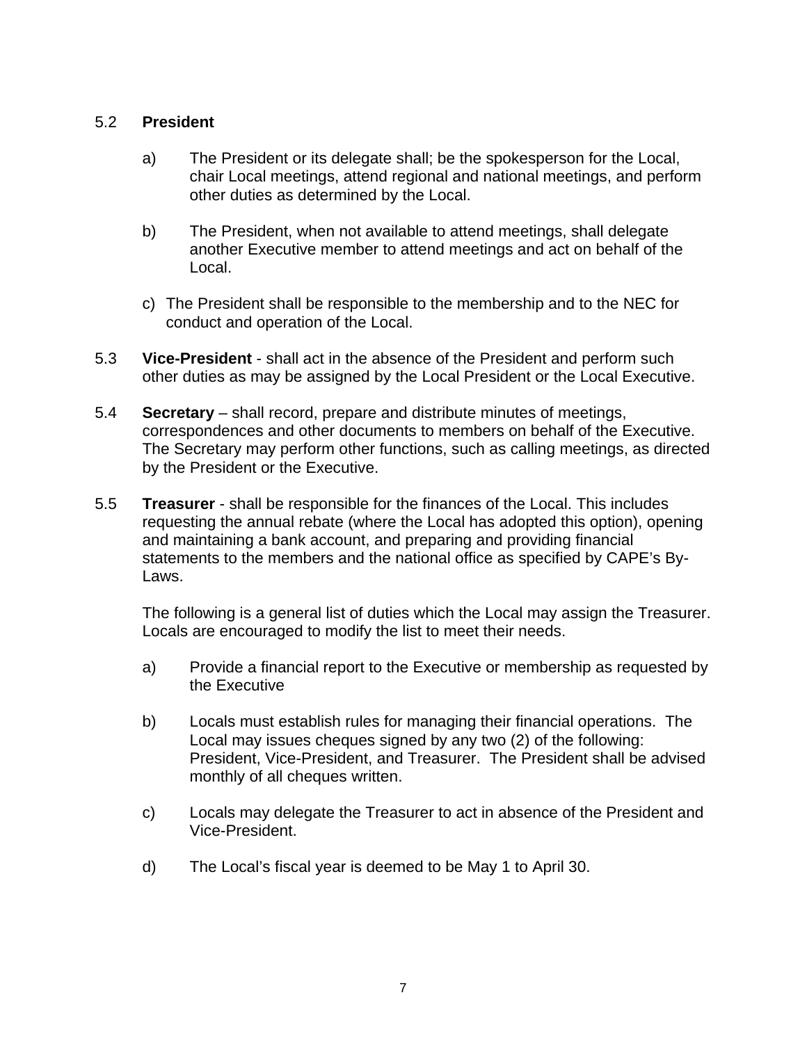5.2 **President**

a) The President or its delegate shall; be the spokesperson for the Local, chair Local meetings, attend regional and national meetings, and perform other duties as determined by the Local.

b) The President, when not available to attend meetings, shall delegate another Executive member to attend meetings and act on behalf of the Local.

c) The President shall be responsible to the membership and to the NEC for conduct and operation of the Local.

5.3 **Vice-President** - shall act in the absence of the President and perform such other duties as may be assigned by the Local President or the Local Executive.

5.4 **Secretary** – shall record, prepare and distribute minutes of meetings, correspondences and other documents to members on behalf of the Executive. The Secretary may perform other functions, such as calling meetings, as directed by the President or the Executive.

5.5 **Treasurer** - shall be responsible for the finances of the Local. This includes requesting the annual rebate (where the Local has adopted this option), opening and maintaining a bank account, and preparing and providing financial statements to the members and the national office as specified by CAPE's By-Laws.

The following is a general list of duties which the Local may assign the Treasurer. Locals are encouraged to modify the list to meet their needs.

a) Provide a financial report to the Executive or membership as requested by the Executive

b) Locals must establish rules for managing their financial operations. The Local may issues cheques signed by any two (2) of the following: President, Vice-President, and Treasurer. The President shall be advised monthly of all cheques written.

c) Locals may delegate the Treasurer to act in absence of the President and Vice-President.

d) The Local's fiscal year is deemed to be May 1 to April 30.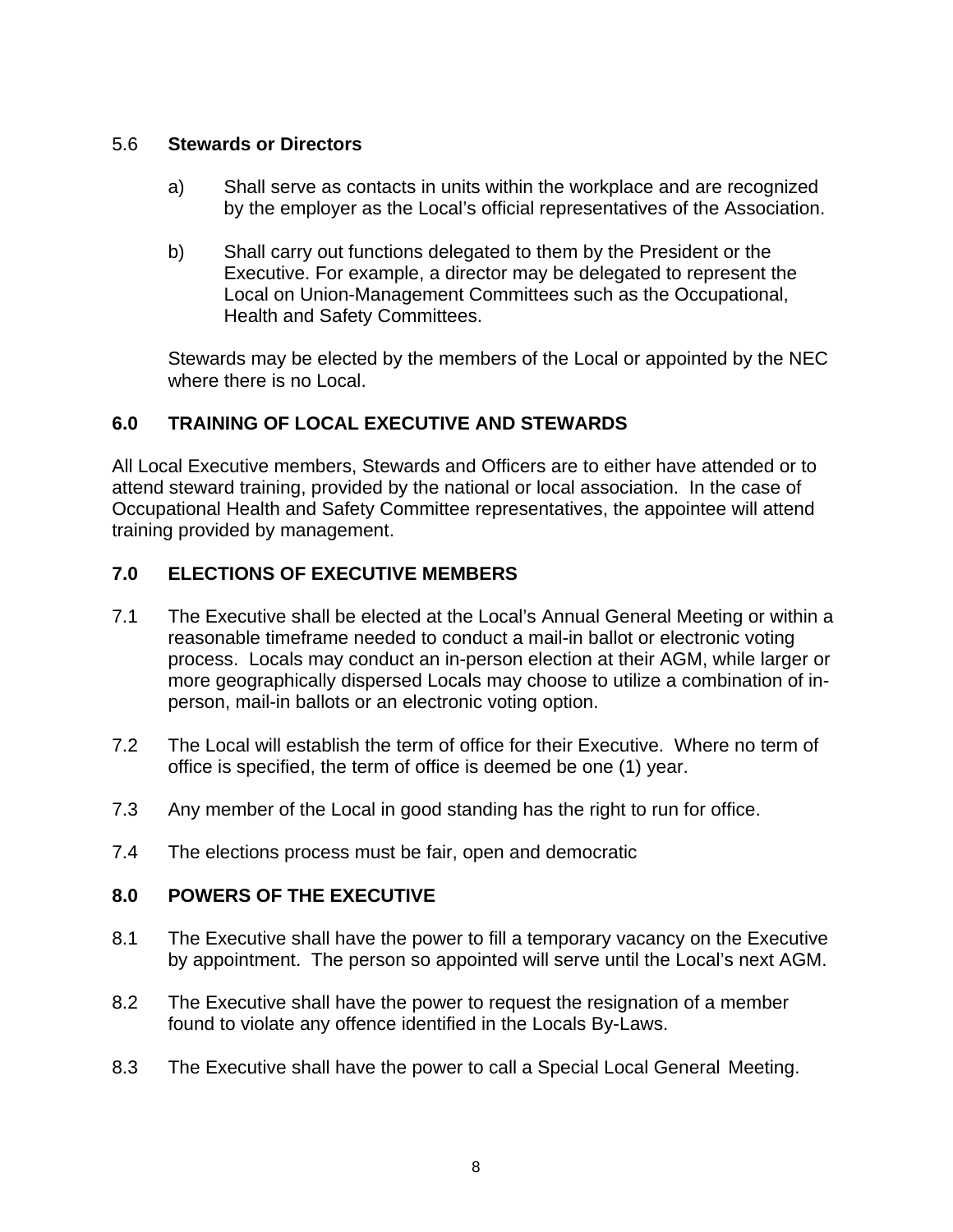5.6 **Stewards or Directors**

a) Shall serve as contacts in units within the workplace and are recognized by the employer as the Local's official representatives of the Association.

b) Shall carry out functions delegated to them by the President or the Executive. For example, a director may be delegated to represent the Local on Union-Management Committees such as the Occupational, Health and Safety Committees.

Stewards may be elected by the members of the Local or appointed by the NEC where there is no Local.

## 6.0 TRAINING OF LOCAL EXECUTIVE AND STEWARDS

All Local Executive members, Stewards and Officers are to either have attended or to attend steward training, provided by the national or local association. In the case of Occupational Health and Safety Committee representatives, the appointee will attend training provided by management.

## 7.0 ELECTIONS OF EXECUTIVE MEMBERS

7.1 The Executive shall be elected at the Local's Annual General Meeting or within a reasonable timeframe needed to conduct a mail-in ballot or electronic voting process. Locals may conduct an in-person election at their AGM, while larger or more geographically dispersed Locals may choose to utilize a combination of in-person, mail-in ballots or an electronic voting option.

7.2 The Local will establish the term of office for their Executive. Where no term of office is specified, the term of office is deemed be one (1) year.

7.3 Any member of the Local in good standing has the right to run for office.

7.4 The elections process must be fair, open and democratic

## 8.0 POWERS OF THE EXECUTIVE

8.1 The Executive shall have the power to fill a temporary vacancy on the Executive by appointment. The person so appointed will serve until the Local's next AGM.

8.2 The Executive shall have the power to request the resignation of a member found to violate any offence identified in the Locals By-Laws.

8.3 The Executive shall have the power to call a Special Local General Meeting.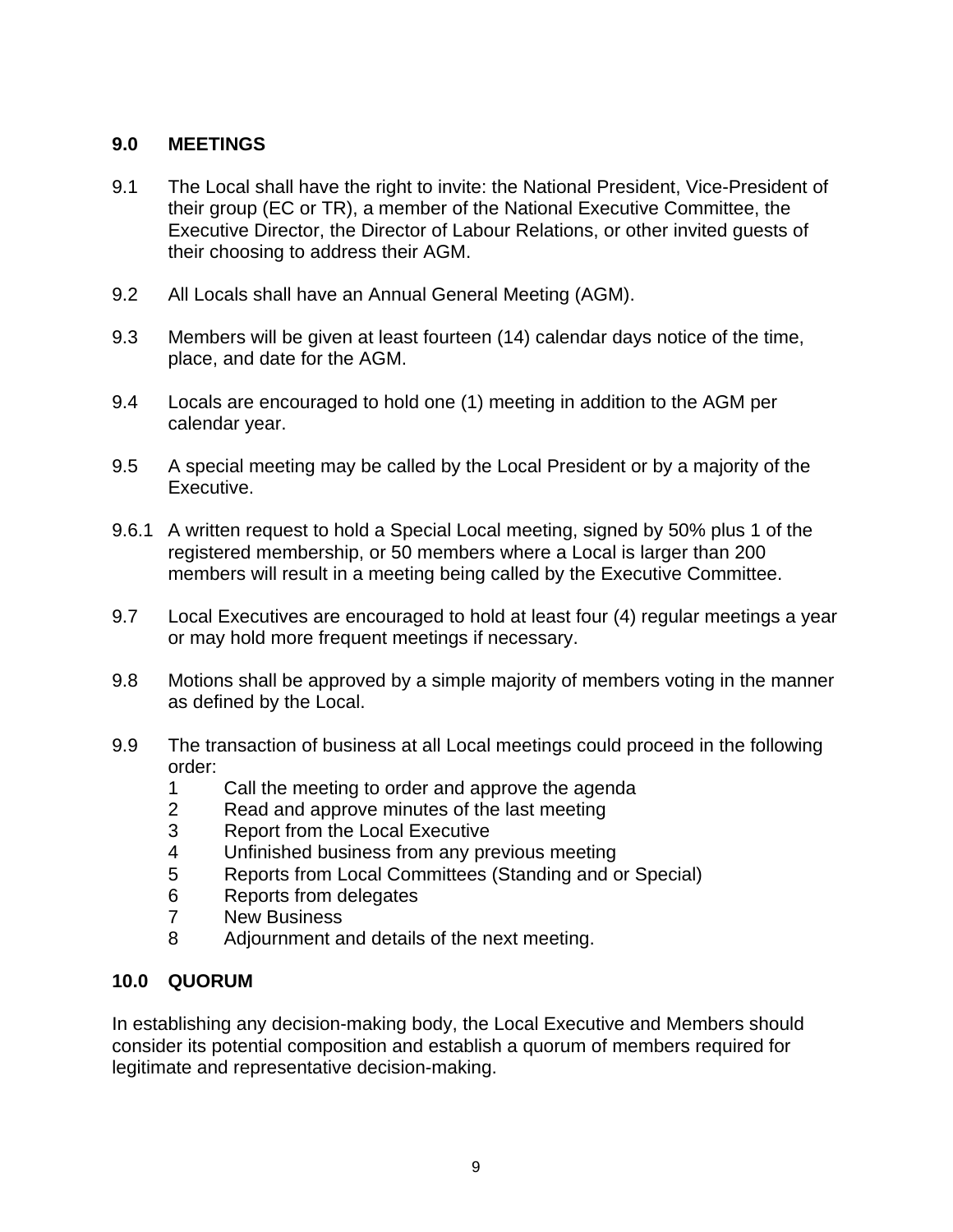## 9.0 MEETINGS

9.1 The Local shall have the right to invite: the National President, Vice-President of their group (EC or TR), a member of the National Executive Committee, the Executive Director, the Director of Labour Relations, or other invited guests of their choosing to address their AGM.

9.2 All Locals shall have an Annual General Meeting (AGM).

9.3 Members will be given at least fourteen (14) calendar days notice of the time, place, and date for the AGM.

9.4 Locals are encouraged to hold one (1) meeting in addition to the AGM per calendar year.

9.5 A special meeting may be called by the Local President or by a majority of the Executive.

9.6.1 A written request to hold a Special Local meeting, signed by 50% plus 1 of the registered membership, or 50 members where a Local is larger than 200 members will result in a meeting being called by the Executive Committee.

9.7 Local Executives are encouraged to hold at least four (4) regular meetings a year or may hold more frequent meetings if necessary.

9.8 Motions shall be approved by a simple majority of members voting in the manner as defined by the Local.

9.9 The transaction of business at all Local meetings could proceed in the following order:

1. Call the meeting to order and approve the agenda
2. Read and approve minutes of the last meeting
3. Report from the Local Executive
4. Unfinished business from any previous meeting
5. Reports from Local Committees (Standing and or Special)
6. Reports from delegates
7. New Business
8. Adjournment and details of the next meeting.

## 10.0 QUORUM

In establishing any decision-making body, the Local Executive and Members should consider its potential composition and establish a quorum of members required for legitimate and representative decision-making.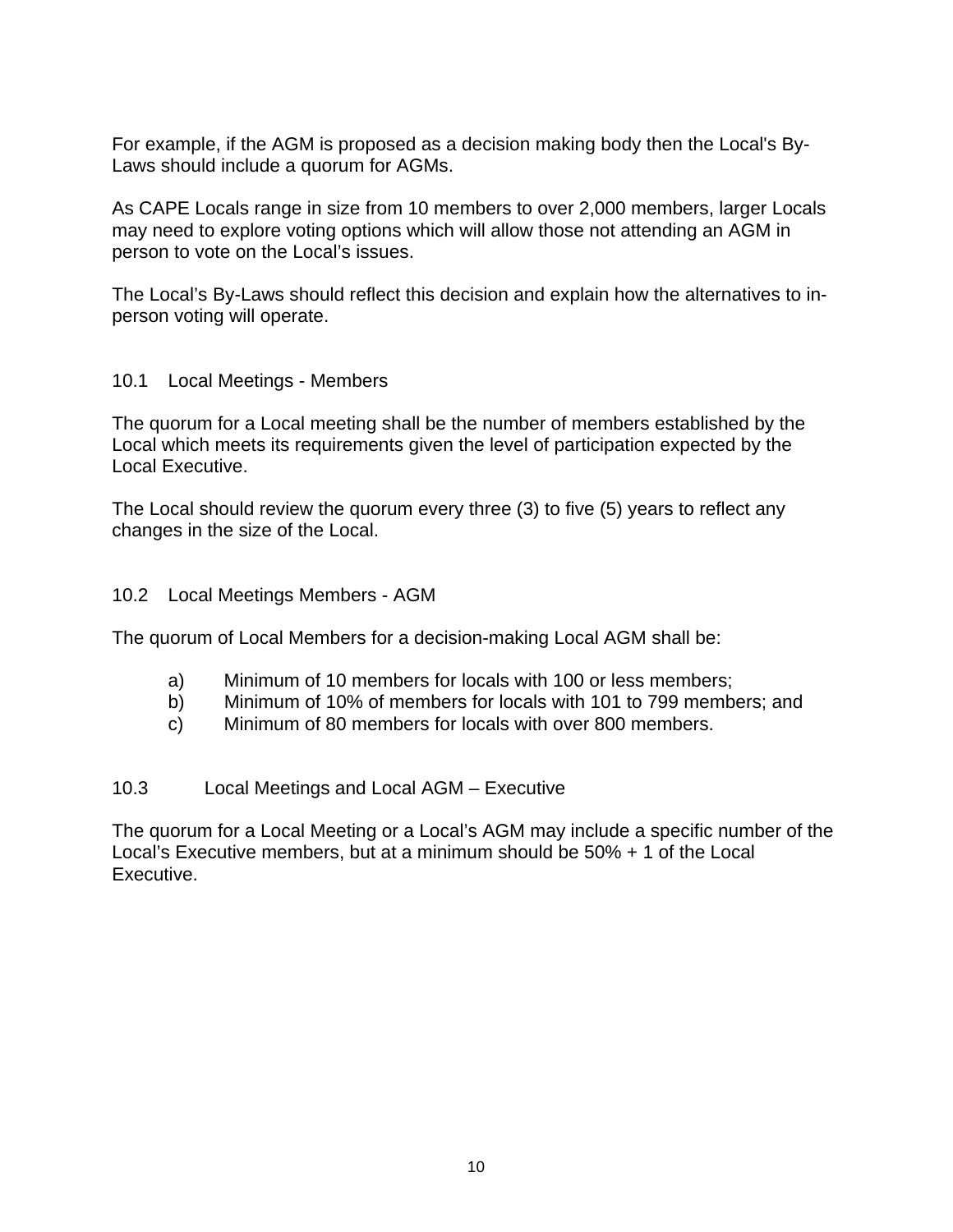For example, if the AGM is proposed as a decision making body then the Local's By-Laws should include a quorum for AGMs.

As CAPE Locals range in size from 10 members to over 2,000 members, larger Locals may need to explore voting options which will allow those not attending an AGM in person to vote on the Local's issues.

The Local's By-Laws should reflect this decision and explain how the alternatives to in-person voting will operate.

### 10.1 Local Meetings - Members

The quorum for a Local meeting shall be the number of members established by the Local which meets its requirements given the level of participation expected by the Local Executive.

The Local should review the quorum every three (3) to five (5) years to reflect any changes in the size of the Local.

### 10.2 Local Meetings Members - AGM

The quorum of Local Members for a decision-making Local AGM shall be:

a) Minimum of 10 members for locals with 100 or less members;
b) Minimum of 10% of members for locals with 101 to 799 members; and
c) Minimum of 80 members for locals with over 800 members.

### 10.3 Local Meetings and Local AGM – Executive

The quorum for a Local Meeting or a Local's AGM may include a specific number of the Local's Executive members, but at a minimum should be 50% + 1 of the Local Executive.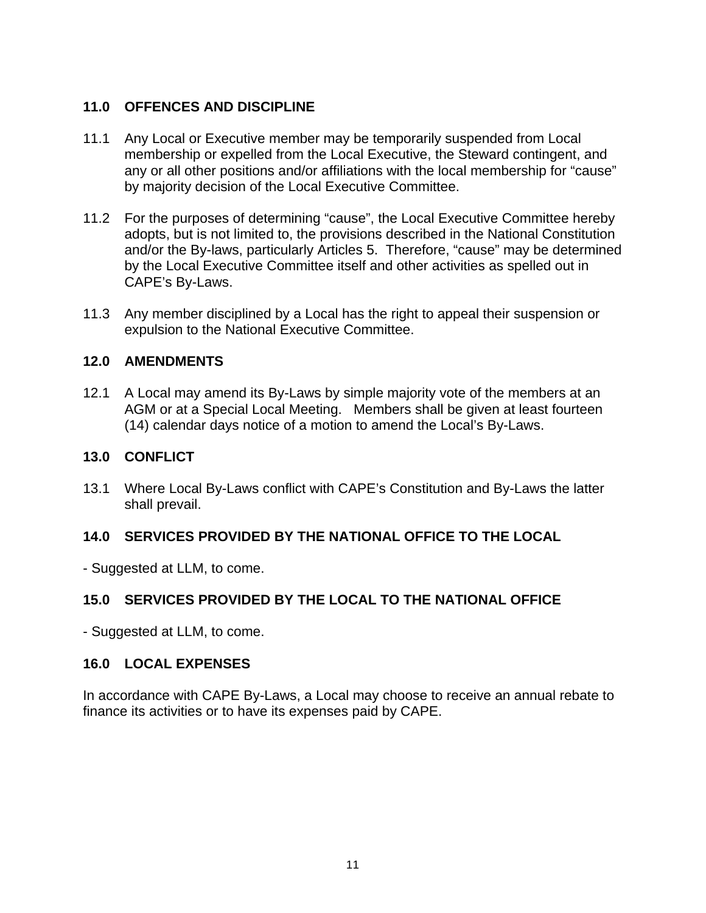## 11.0 OFFENCES AND DISCIPLINE

11.1 Any Local or Executive member may be temporarily suspended from Local membership or expelled from the Local Executive, the Steward contingent, and any or all other positions and/or affiliations with the local membership for “cause” by majority decision of the Local Executive Committee.

11.2 For the purposes of determining “cause”, the Local Executive Committee hereby adopts, but is not limited to, the provisions described in the National Constitution and/or the By-laws, particularly Articles 5. Therefore, “cause” may be determined by the Local Executive Committee itself and other activities as spelled out in CAPE’s By-Laws.

11.3 Any member disciplined by a Local has the right to appeal their suspension or expulsion to the National Executive Committee.

## 12.0 AMENDMENTS

12.1 A Local may amend its By-Laws by simple majority vote of the members at an AGM or at a Special Local Meeting. Members shall be given at least fourteen (14) calendar days notice of a motion to amend the Local’s By-Laws.

## 13.0 CONFLICT

13.1 Where Local By-Laws conflict with CAPE’s Constitution and By-Laws the latter shall prevail.

## 14.0 SERVICES PROVIDED BY THE NATIONAL OFFICE TO THE LOCAL

- Suggested at LLM, to come.

## 15.0 SERVICES PROVIDED BY THE LOCAL TO THE NATIONAL OFFICE

- Suggested at LLM, to come.

## 16.0 LOCAL EXPENSES

In accordance with CAPE By-Laws, a Local may choose to receive an annual rebate to finance its activities or to have its expenses paid by CAPE.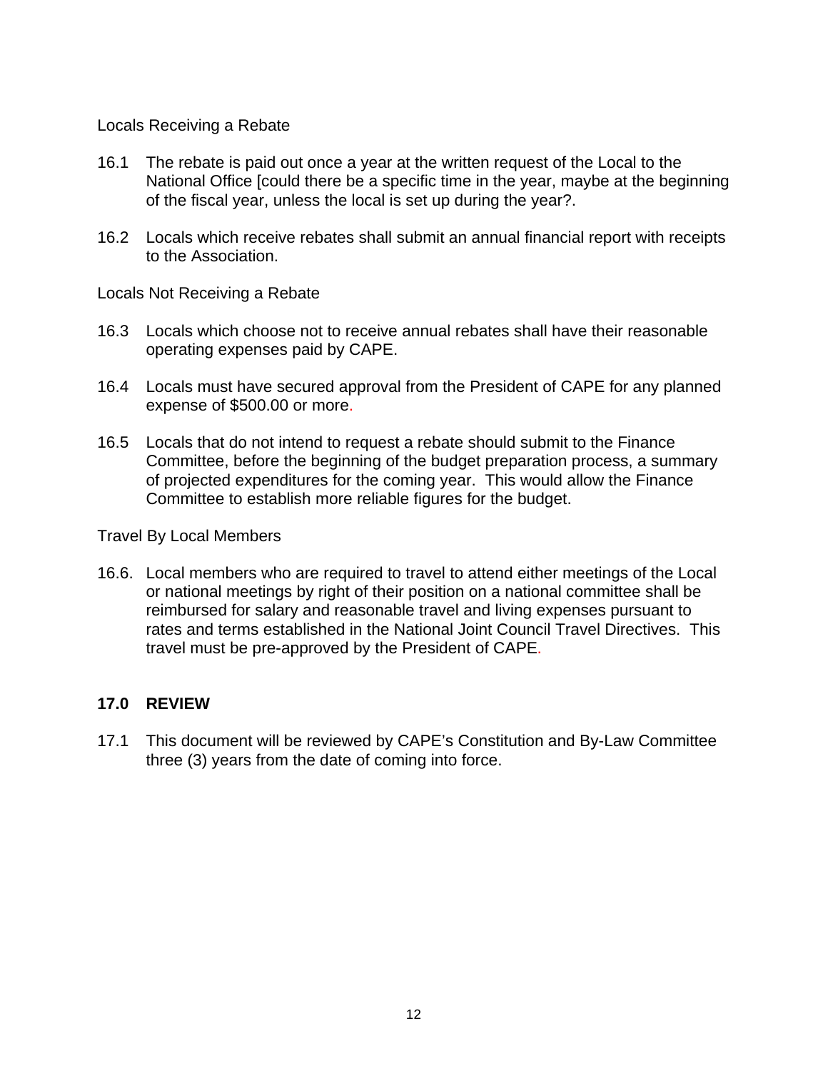Locals Receiving a Rebate

16.1 The rebate is paid out once a year at the written request of the Local to the National Office [could there be a specific time in the year, maybe at the beginning of the fiscal year, unless the local is set up during the year?.

16.2 Locals which receive rebates shall submit an annual financial report with receipts to the Association.

Locals Not Receiving a Rebate

16.3 Locals which choose not to receive annual rebates shall have their reasonable operating expenses paid by CAPE.

16.4 Locals must have secured approval from the President of CAPE for any planned expense of $500.00 or more.

16.5 Locals that do not intend to request a rebate should submit to the Finance Committee, before the beginning of the budget preparation process, a summary of projected expenditures for the coming year. This would allow the Finance Committee to establish more reliable figures for the budget.

Travel By Local Members

16.6. Local members who are required to travel to attend either meetings of the Local or national meetings by right of their position on a national committee shall be reimbursed for salary and reasonable travel and living expenses pursuant to rates and terms established in the National Joint Council Travel Directives. This travel must be pre-approved by the President of CAPE.

## 17.0 REVIEW

17.1 This document will be reviewed by CAPE's Constitution and By-Law Committee three (3) years from the date of coming into force.